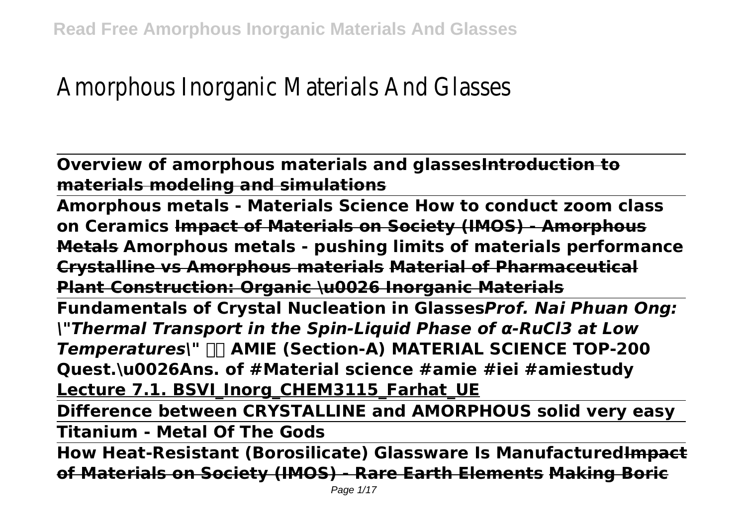# Amorphous Inorganic Materials And Glasses

**Overview of amorphous materials and glasses~~Introduction to materials modeling and simulations~~**

**Amorphous metals - Materials Science How to conduct zoom class on Ceramics ~~Impact of Materials on Society (IMOS) - Amorphous Metals~~ Amorphous metals - pushing limits of materials performance ~~Crystalline vs Amorphous materials~~ ~~Material of Pharmaceutical Plant Construction: Organic \u0026 Inorganic Materials~~**

**Fundamentals of Crystal Nucleation in Glasses*Prof. Nai Phuan Ong: \"Thermal Transport in the Spin-Liquid Phase of α-RuCl3 at Low Temperatures\"* AMIE (Section-A) MATERIAL SCIENCE TOP-200 Quest.\u0026Ans. of #Material science #amie #iei #amiestudy**

**Lecture 7.1. BSVI_Inorg_CHEM3115_Farhat_UE**

**Difference between CRYSTALLINE and AMORPHOUS solid very easy**

**Titanium - Metal Of The Gods**

**How Heat-Resistant (Borosilicate) Glassware Is Manufactured~~Impact of Materials on Society (IMOS) - Rare Earth Elements~~ ~~Making Boric~~**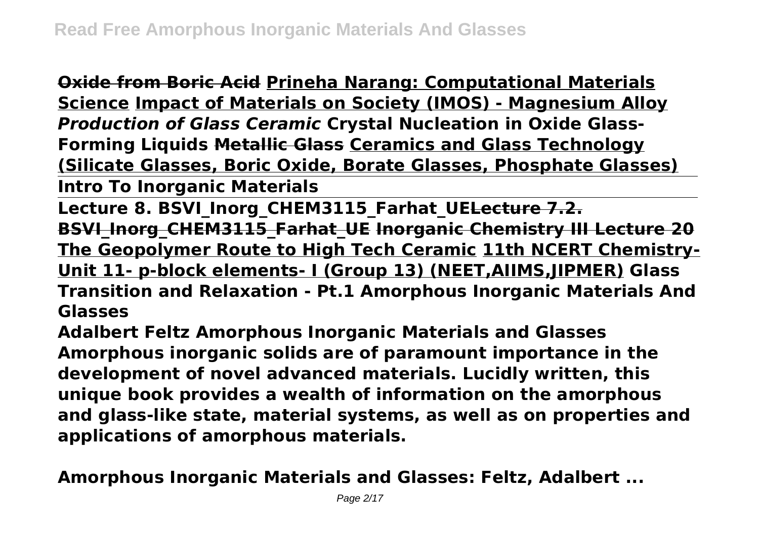~~Oxide from Boric Acid~~ Prineha Narang: Computational Materials Science Impact of Materials on Society (IMOS) - Magnesium Alloy *Production of Glass Ceramic* **Crystal Nucleation in Oxide Glass-Forming Liquids** ~~Metallic Glass~~ Ceramics and Glass Technology (Silicate Glasses, Boric Oxide, Borate Glasses, Phosphate Glasses)

**Intro To Inorganic Materials**

Lecture 8. BSVI_Inorg_CHEM3115_Farhat_UE~~Lecture 7.2. BSVI_Inorg_CHEM3115_Farhat_UE~~ Inorganic Chemistry III Lecture 20 The Geopolymer Route to High Tech Ceramic 11th NCERT Chemistry- Unit 11- p-block elements- I (Group 13) (NEET,AIIMS,JIPMER) **Glass Transition and Relaxation - Pt.1 Amorphous Inorganic Materials And Glasses**

**Adalbert Feltz Amorphous Inorganic Materials and Glasses Amorphous inorganic solids are of paramount importance in the development of novel advanced materials. Lucidly written, this unique book provides a wealth of information on the amorphous and glass-like state, material systems, as well as on properties and applications of amorphous materials.**

**Amorphous Inorganic Materials and Glasses: Feltz, Adalbert ...**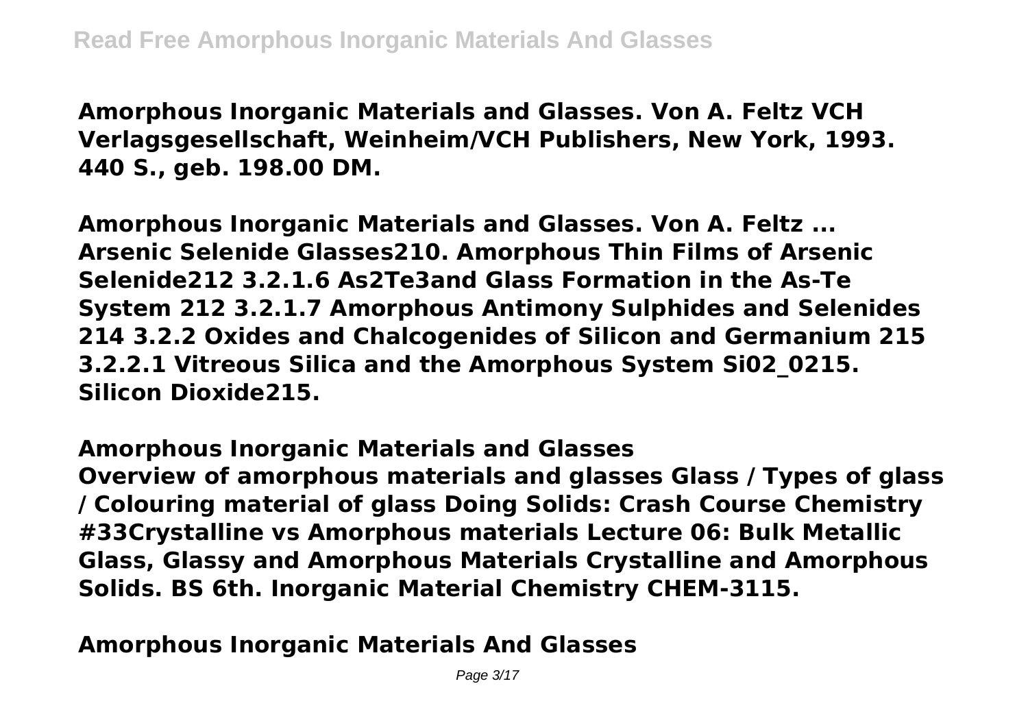**Amorphous Inorganic Materials and Glasses. Von A. Feltz VCH Verlagsgesellschaft, Weinheim/VCH Publishers, New York, 1993. 440 S., geb. 198.00 DM.**

**Amorphous Inorganic Materials and Glasses. Von A. Feltz ...**
**Arsenic Selenide Glasses210. Amorphous Thin Films of Arsenic Selenide212 3.2.1.6 $As_2Te_3$and Glass Formation in the As-Te System 212 3.2.1.7 Amorphous Antimony Sulphides and Selenides 214 3.2.2 Oxides and Chalcogenides of Silicon and Germanium 215 3.2.2.1 Vitreous Silica and the Amorphous System Si02_0215. Silicon Dioxide215.**

**Amorphous Inorganic Materials and Glasses**
**Overview of amorphous materials and glasses Glass / Types of glass / Colouring material of glass Doing Solids: Crash Course Chemistry #33Crystalline vs Amorphous materials Lecture 06: Bulk Metallic Glass, Glassy and Amorphous Materials Crystalline and Amorphous Solids. BS 6th. Inorganic Material Chemistry CHEM-3115.**

**Amorphous Inorganic Materials And Glasses**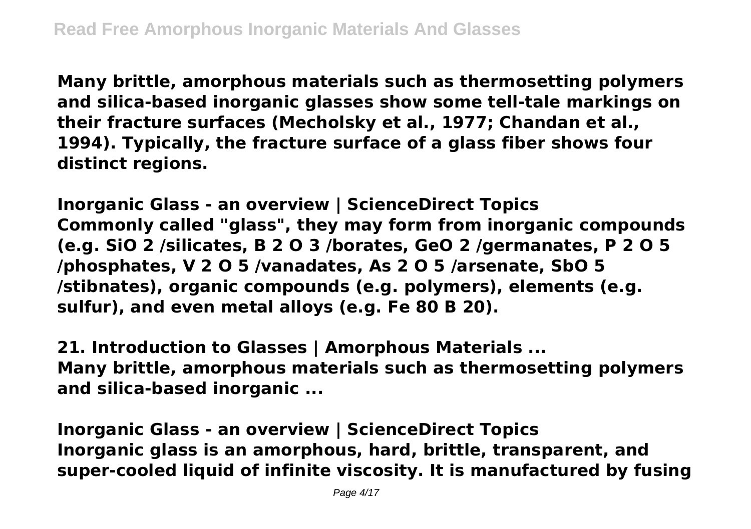**Many brittle, amorphous materials such as thermosetting polymers and silica-based inorganic glasses show some tell-tale markings on their fracture surfaces (Mecholsky et al., 1977; Chandan et al., 1994). Typically, the fracture surface of a glass fiber shows four distinct regions.**

**Inorganic Glass - an overview | ScienceDirect Topics**
**Commonly called "glass", they may form from inorganic compounds (e.g. $SiO_2$ /silicates, $B_2O_3$ /borates, $GeO_2$ /germanates, $P_2O_5$ /phosphates, $V_2O_5$ /vanadates, $As_2O_5$ /arsenate, $SbO_5$ /stibnates), organic compounds (e.g. polymers), elements (e.g. sulfur), and even metal alloys (e.g. $Fe_{80}B_{20}$).**

**21. Introduction to Glasses | Amorphous Materials ...**
**Many brittle, amorphous materials such as thermosetting polymers and silica-based inorganic ...**

**Inorganic Glass - an overview | ScienceDirect Topics**
**Inorganic glass is an amorphous, hard, brittle, transparent, and super-cooled liquid of infinite viscosity. It is manufactured by fusing**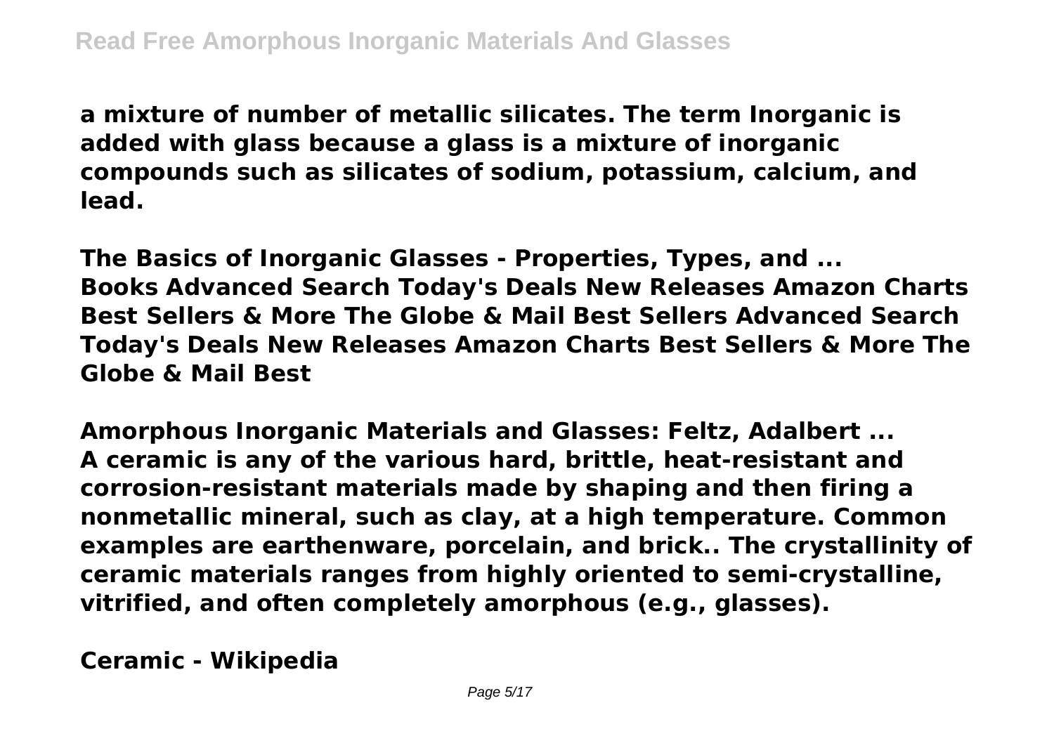**a mixture of number of metallic silicates. The term Inorganic is added with glass because a glass is a mixture of inorganic compounds such as silicates of sodium, potassium, calcium, and lead.**

**The Basics of Inorganic Glasses - Properties, Types, and ...**
**Books Advanced Search Today's Deals New Releases Amazon Charts Best Sellers & More The Globe & Mail Best Sellers Advanced Search Today's Deals New Releases Amazon Charts Best Sellers & More The Globe & Mail Best**

**Amorphous Inorganic Materials and Glasses: Feltz, Adalbert ...**
**A ceramic is any of the various hard, brittle, heat-resistant and corrosion-resistant materials made by shaping and then firing a nonmetallic mineral, such as clay, at a high temperature. Common examples are earthenware, porcelain, and brick.. The crystallinity of ceramic materials ranges from highly oriented to semi-crystalline, vitrified, and often completely amorphous (e.g., glasses).**

**Ceramic - Wikipedia**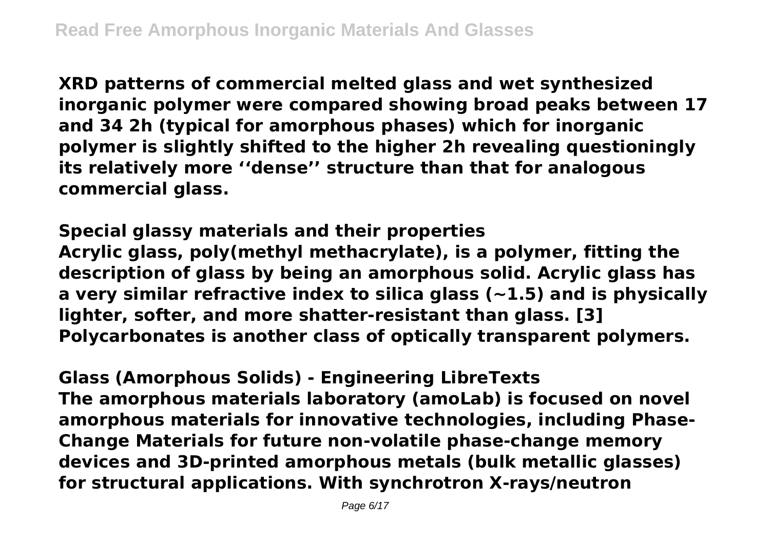XRD patterns of commercial melted glass and wet synthesized inorganic polymer were compared showing broad peaks between 17 and 34 2h (typical for amorphous phases) which for inorganic polymer is slightly shifted to the higher 2h revealing questioningly its relatively more ‘‘dense’’ structure than that for analogous commercial glass.

**Special glassy materials and their properties**

Acrylic glass, poly(methyl methacrylate), is a polymer, fitting the description of glass by being an amorphous solid. Acrylic glass has a very similar refractive index to silica glass (~1.5) and is physically lighter, softer, and more shatter-resistant than glass. [3] Polycarbonates is another class of optically transparent polymers.

**Glass (Amorphous Solids) - Engineering LibreTexts**

The amorphous materials laboratory (amoLab) is focused on novel amorphous materials for innovative technologies, including Phase-Change Materials for future non-volatile phase-change memory devices and 3D-printed amorphous metals (bulk metallic glasses) for structural applications. With synchrotron X-rays/neutron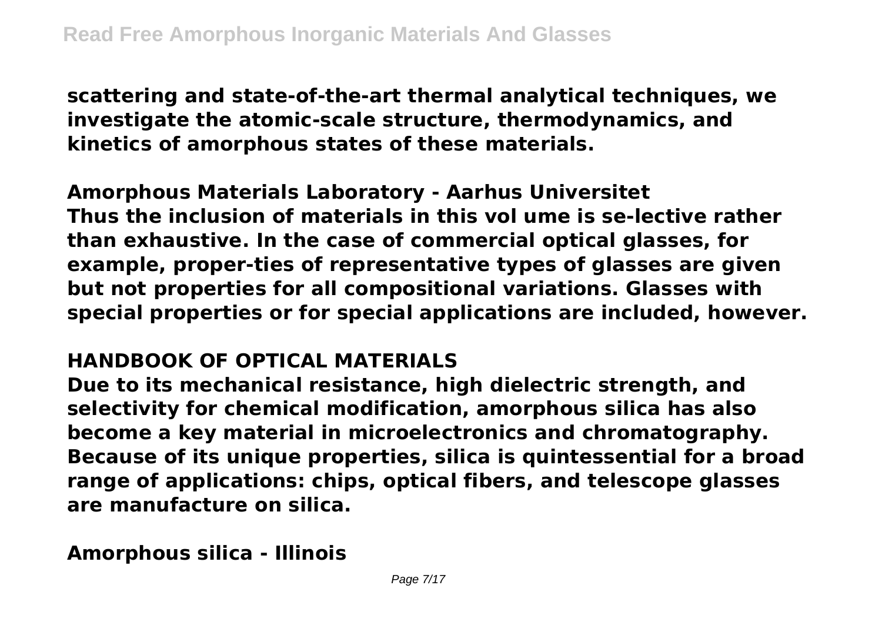**scattering and state-of-the-art thermal analytical techniques, we investigate the atomic-scale structure, thermodynamics, and kinetics of amorphous states of these materials.**

**Amorphous Materials Laboratory - Aarhus Universitet**

**Thus the inclusion of materials in this vol ume is se-lective rather than exhaustive. In the case of commercial optical glasses, for example, proper-ties of representative types of glasses are given but not properties for all compositional variations. Glasses with special properties or for special applications are included, however.**

## HANDBOOK OF OPTICAL MATERIALS

**Due to its mechanical resistance, high dielectric strength, and selectivity for chemical modification, amorphous silica has also become a key material in microelectronics and chromatography. Because of its unique properties, silica is quintessential for a broad range of applications: chips, optical fibers, and telescope glasses are manufacture on silica.**

**Amorphous silica - Illinois**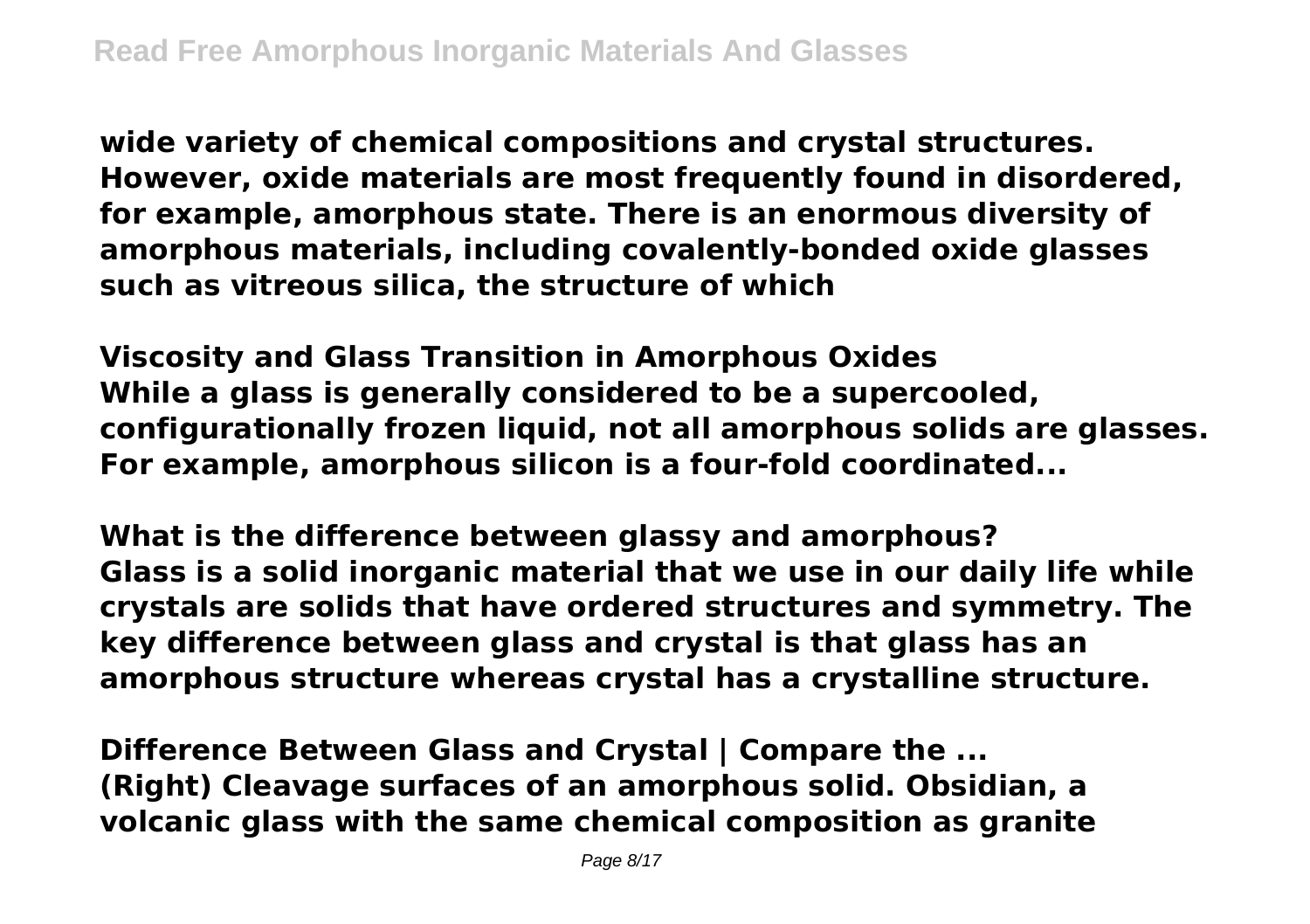**wide variety of chemical compositions and crystal structures. However, oxide materials are most frequently found in disordered, for example, amorphous state. There is an enormous diversity of amorphous materials, including covalently-bonded oxide glasses such as vitreous silica, the structure of which**

**Viscosity and Glass Transition in Amorphous Oxides**
**While a glass is generally considered to be a supercooled, configurationally frozen liquid, not all amorphous solids are glasses. For example, amorphous silicon is a four-fold coordinated...**

**What is the difference between glassy and amorphous?**
**Glass is a solid inorganic material that we use in our daily life while crystals are solids that have ordered structures and symmetry. The key difference between glass and crystal is that glass has an amorphous structure whereas crystal has a crystalline structure.**

**Difference Between Glass and Crystal | Compare the ...**
**(Right) Cleavage surfaces of an amorphous solid. Obsidian, a volcanic glass with the same chemical composition as granite**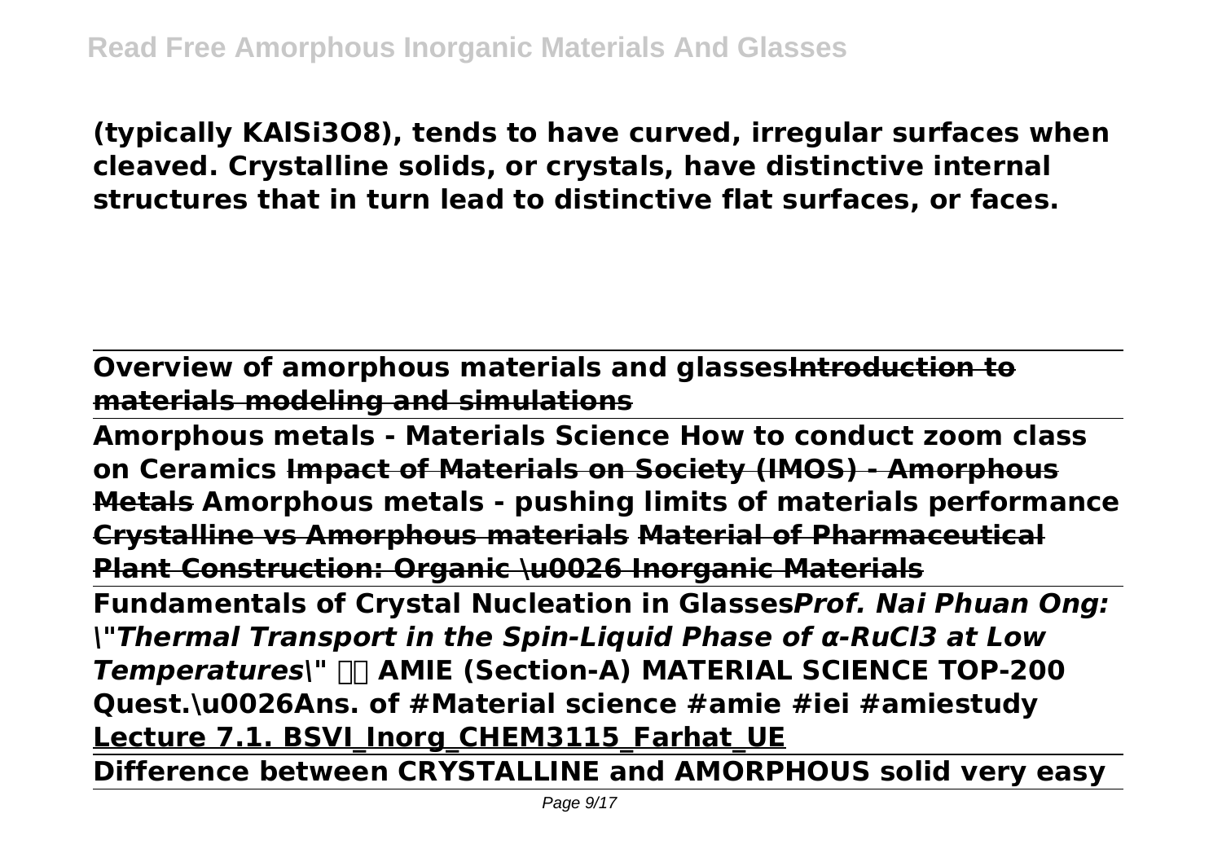(typically $KAlSi_3O_8$), tends to have curved, irregular surfaces when cleaved. Crystalline solids, or crystals, have distinctive internal structures that in turn lead to distinctive flat surfaces, or faces.

---

**Overview of amorphous materials and glasses** ~~**Introduction to materials modeling and simulations**~~

---

**Amorphous metals - Materials Science How to conduct zoom class on Ceramics** ~~**Impact of Materials on Society (IMOS) - Amorphous Metals**~~ **Amorphous metals - pushing limits of materials performance** ~~**Crystalline vs Amorphous materials**~~ ~~**Material of Pharmaceutical Plant Construction: Organic \u0026 Inorganic Materials**~~

---

**Fundamentals of Crystal Nucleation in Glasses** ***Prof. Nai Phuan Ong: \"Thermal Transport in the Spin-Liquid Phase of α-RuCl3 at Low Temperatures\"*** **AMIE (Section-A) MATERIAL SCIENCE TOP-200 Quest.\u0026Ans. of #Material science #amie #iei #amiestudy** **Lecture 7.1. BSVI_Inorg_CHEM3115_Farhat_UE**

---

**Difference between CRYSTALLINE and AMORPHOUS solid very easy**

---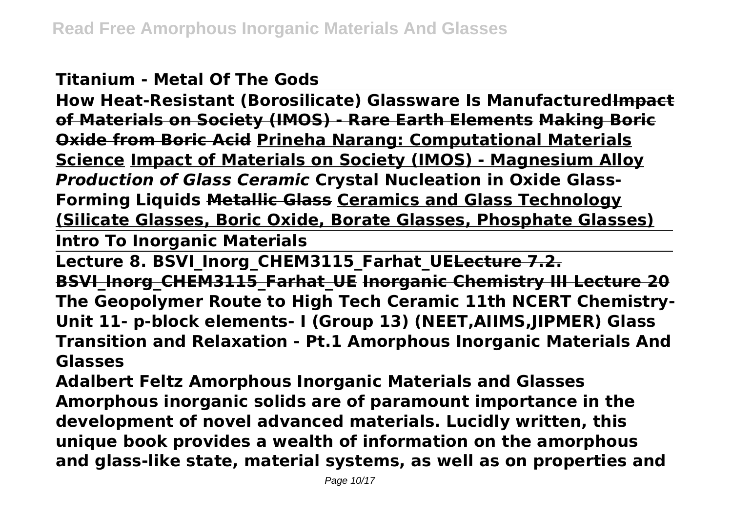**Titanium - Metal Of The Gods**

**How Heat-Resistant (Borosilicate) Glassware Is Manufactured~~Impact of Materials on Society (IMOS) - Rare Earth Elements~~ ~~Making Boric Oxide from Boric Acid~~ Prineha Narang: Computational Materials Science Impact of Materials on Society (IMOS) - Magnesium Alloy *Production of Glass Ceramic* Crystal Nucleation in Oxide Glass-Forming Liquids ~~Metallic Glass~~ Ceramics and Glass Technology (Silicate Glasses, Boric Oxide, Borate Glasses, Phosphate Glasses)**

**Intro To Inorganic Materials**

**Lecture 8. BSVI_Inorg_CHEM3115_Farhat_UE~~Lecture 7.2. BSVI_Inorg_CHEM3115_Farhat_UE~~ ~~Inorganic Chemistry III Lecture 20~~ The Geopolymer Route to High Tech Ceramic 11th NCERT Chemistry-Unit 11- p-block elements- I (Group 13) (NEET,AIIMS,JIPMER) Glass Transition and Relaxation - Pt.1 Amorphous Inorganic Materials And Glasses**

**Adalbert Feltz Amorphous Inorganic Materials and Glasses Amorphous inorganic solids are of paramount importance in the development of novel advanced materials. Lucidly written, this unique book provides a wealth of information on the amorphous and glass-like state, material systems, as well as on properties and**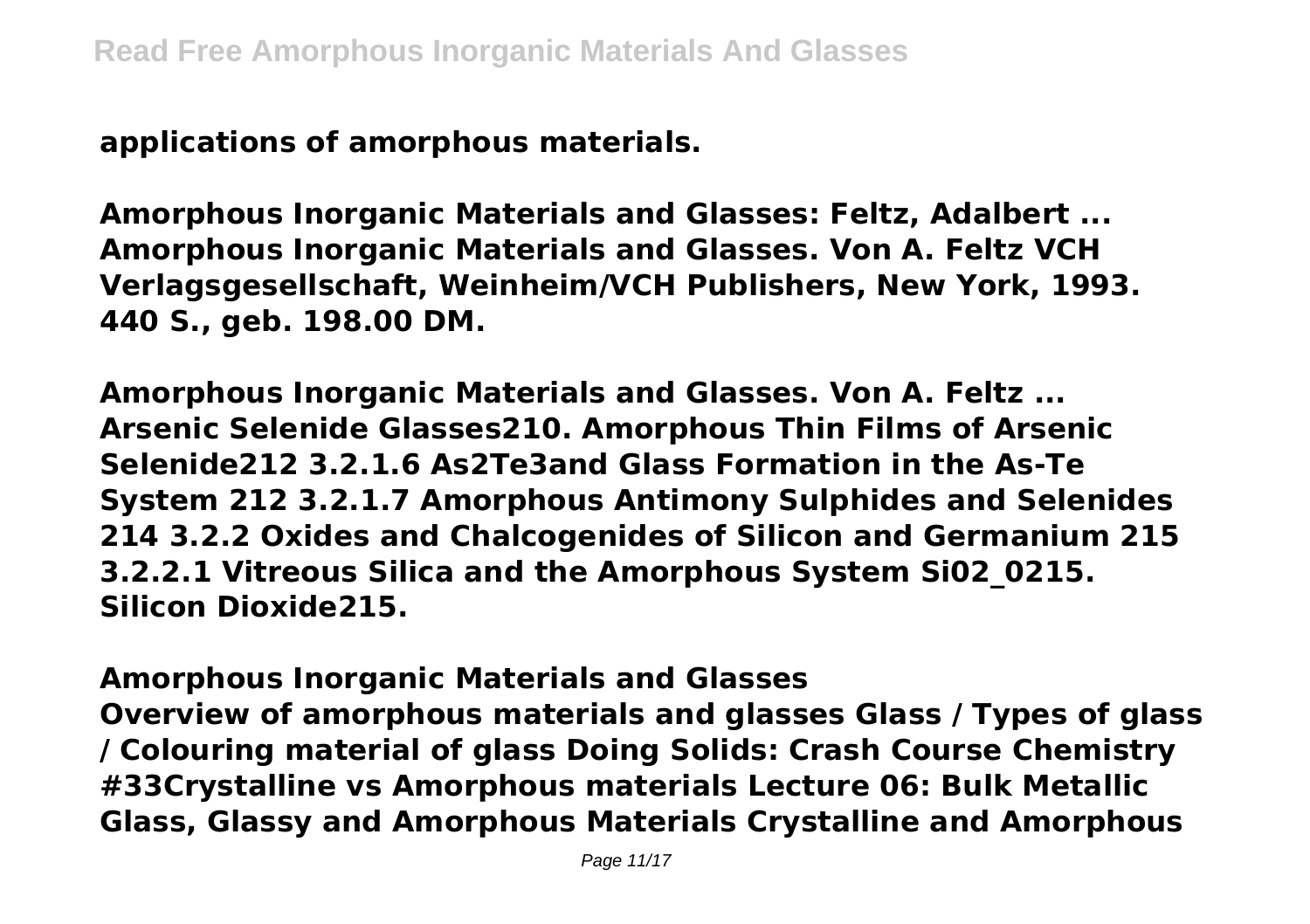**applications of amorphous materials.**

**Amorphous Inorganic Materials and Glasses: Feltz, Adalbert ...**
**Amorphous Inorganic Materials and Glasses. Von A. Feltz VCH Verlagsgesellschaft, Weinheim/VCH Publishers, New York, 1993. 440 S., geb. 198.00 DM.**

**Amorphous Inorganic Materials and Glasses. Von A. Feltz ...**
**Arsenic Selenide Glasses210. Amorphous Thin Films of Arsenic Selenide212 3.2.1.6 As2Te3and Glass Formation in the As-Te System 212 3.2.1.7 Amorphous Antimony Sulphides and Selenides 214 3.2.2 Oxides and Chalcogenides of Silicon and Germanium 215 3.2.2.1 Vitreous Silica and the Amorphous System Si02_0215. Silicon Dioxide215.**

**Amorphous Inorganic Materials and Glasses**
**Overview of amorphous materials and glasses Glass / Types of glass / Colouring material of glass Doing Solids: Crash Course Chemistry #33Crystalline vs Amorphous materials Lecture 06: Bulk Metallic Glass, Glassy and Amorphous Materials Crystalline and Amorphous**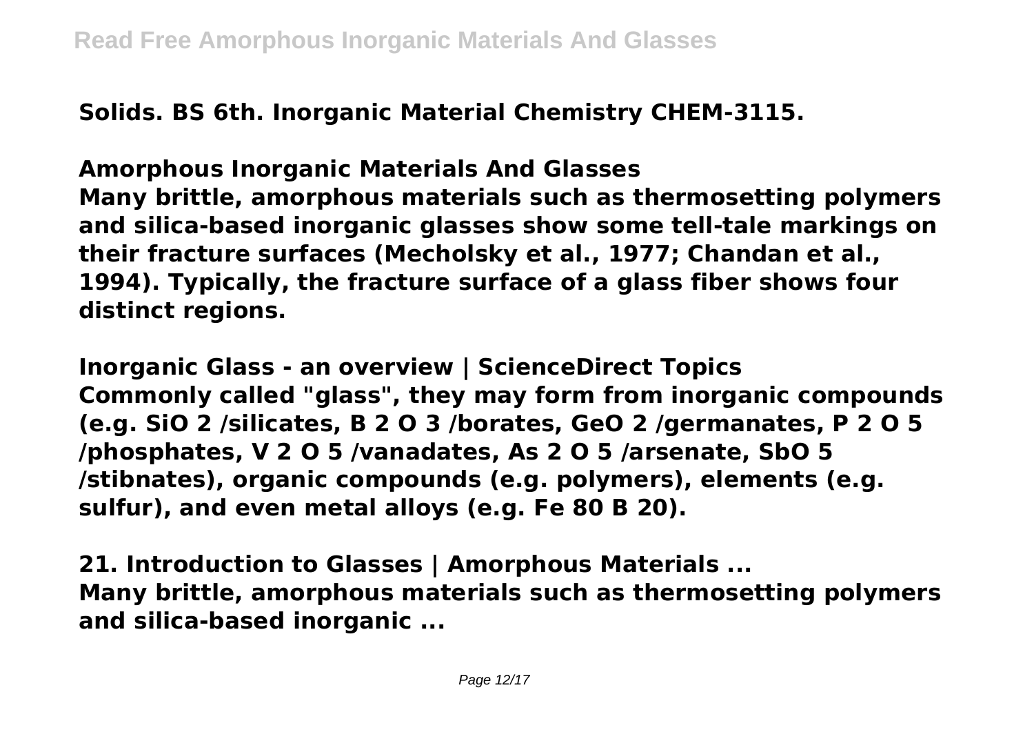**Solids. BS 6th. Inorganic Material Chemistry CHEM-3115.**

**Amorphous Inorganic Materials And Glasses**

**Many brittle, amorphous materials such as thermosetting polymers and silica-based inorganic glasses show some tell-tale markings on their fracture surfaces (Mecholsky et al., 1977; Chandan et al., 1994). Typically, the fracture surface of a glass fiber shows four distinct regions.**

**Inorganic Glass - an overview | ScienceDirect Topics**

**Commonly called "glass", they may form from inorganic compounds (e.g. $SiO_2$ /silicates, $B_2O_3$ /borates, $GeO_2$ /germanates, $P_2O_5$ /phosphates, $V_2O_5$ /vanadates, $As_2O_5$ /arsenate, $SbO_5$ /stibnates), organic compounds (e.g. polymers), elements (e.g. sulfur), and even metal alloys (e.g. $Fe_{80}B_{20}$).**

**21. Introduction to Glasses | Amorphous Materials ...**

**Many brittle, amorphous materials such as thermosetting polymers and silica-based inorganic ...**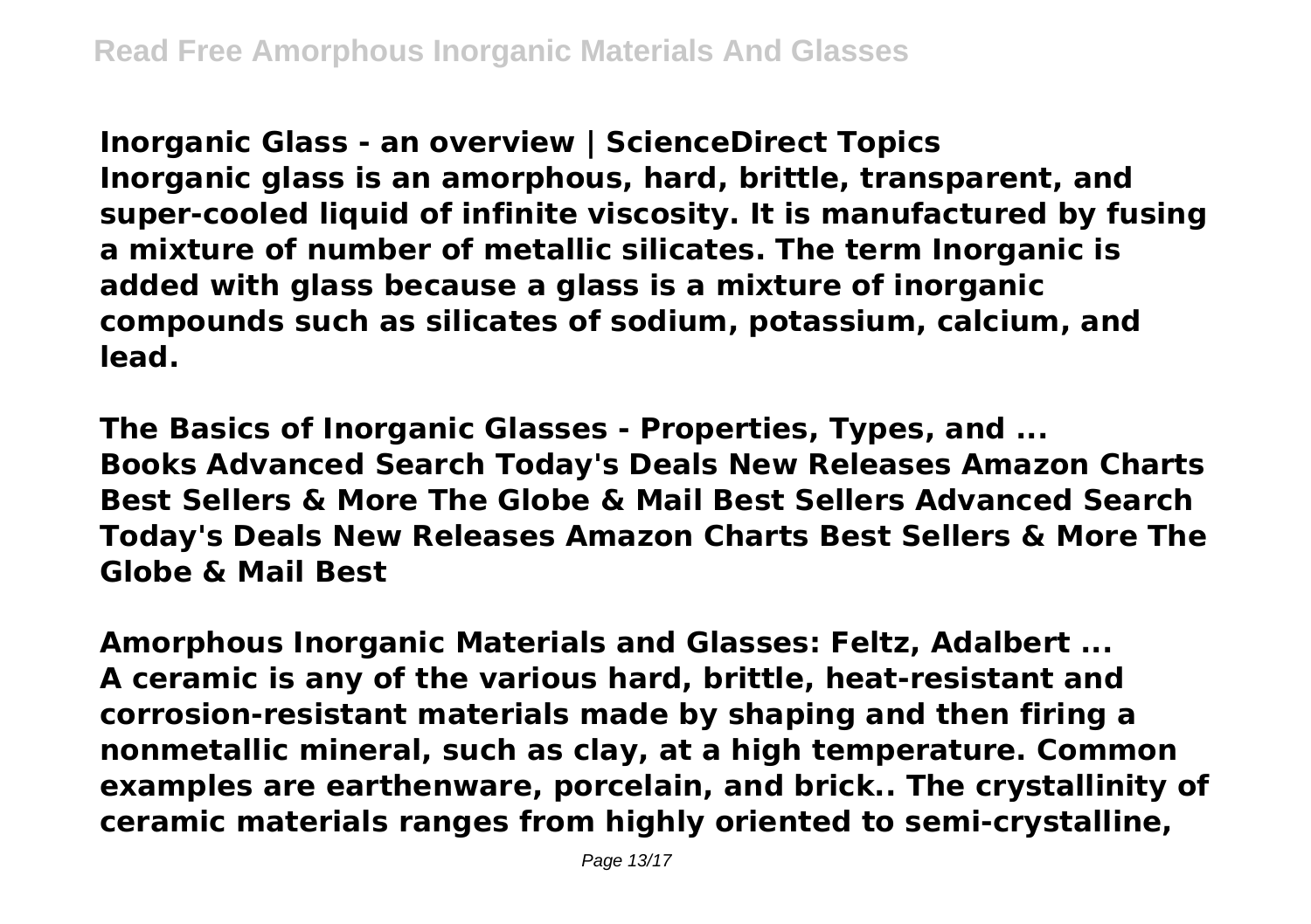**Inorganic Glass - an overview | ScienceDirect Topics**
**Inorganic glass is an amorphous, hard, brittle, transparent, and super-cooled liquid of infinite viscosity. It is manufactured by fusing a mixture of number of metallic silicates. The term Inorganic is added with glass because a glass is a mixture of inorganic compounds such as silicates of sodium, potassium, calcium, and lead.**

**The Basics of Inorganic Glasses - Properties, Types, and ...**
**Books Advanced Search Today's Deals New Releases Amazon Charts Best Sellers & More The Globe & Mail Best Sellers Advanced Search Today's Deals New Releases Amazon Charts Best Sellers & More The Globe & Mail Best**

**Amorphous Inorganic Materials and Glasses: Feltz, Adalbert ...**
**A ceramic is any of the various hard, brittle, heat-resistant and corrosion-resistant materials made by shaping and then firing a nonmetallic mineral, such as clay, at a high temperature. Common examples are earthenware, porcelain, and brick.. The crystallinity of ceramic materials ranges from highly oriented to semi-crystalline,**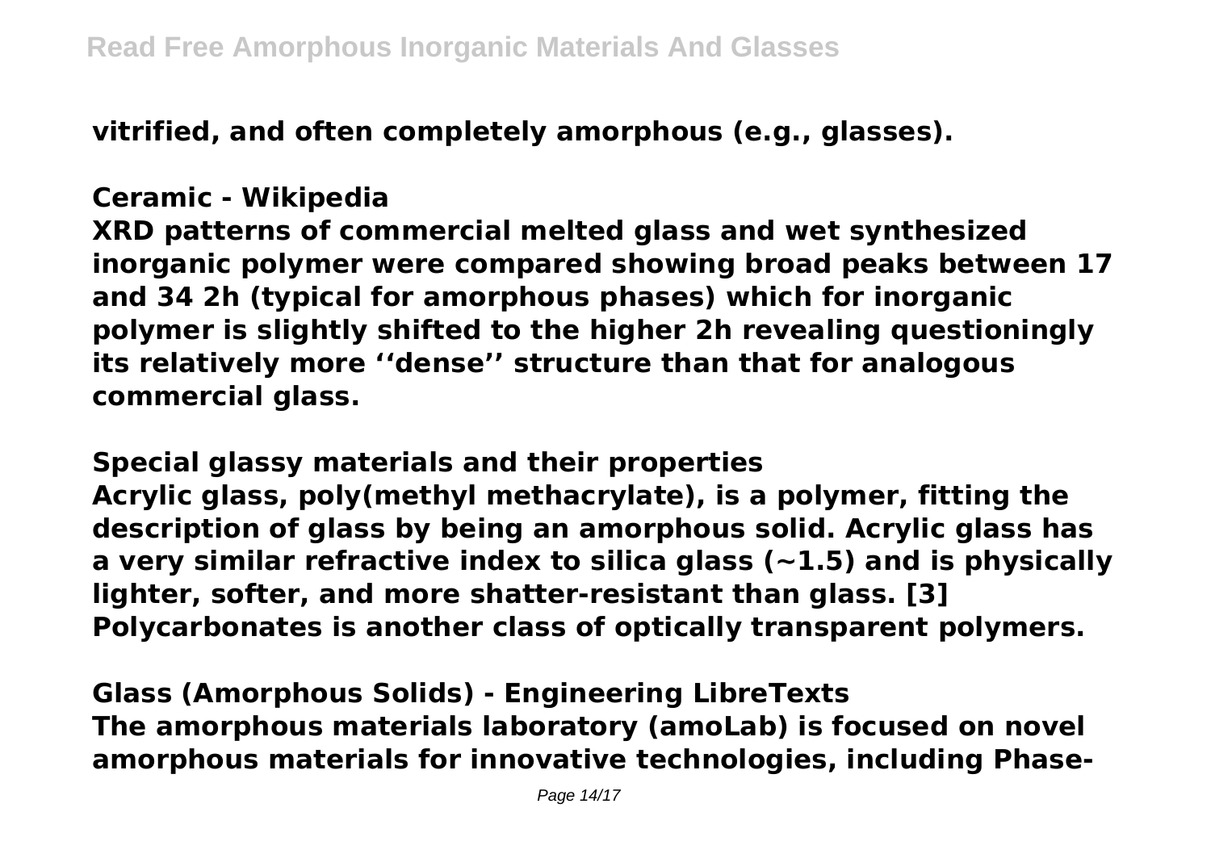**vitrified, and often completely amorphous (e.g., glasses).**

**Ceramic - Wikipedia**

**XRD patterns of commercial melted glass and wet synthesized inorganic polymer were compared showing broad peaks between 17 and 34 2h (typical for amorphous phases) which for inorganic polymer is slightly shifted to the higher 2h revealing questioningly its relatively more ''dense'' structure than that for analogous commercial glass.**

**Special glassy materials and their properties**

**Acrylic glass, poly(methyl methacrylate), is a polymer, fitting the description of glass by being an amorphous solid. Acrylic glass has a very similar refractive index to silica glass (~1.5) and is physically lighter, softer, and more shatter-resistant than glass. [3] Polycarbonates is another class of optically transparent polymers.**

**Glass (Amorphous Solids) - Engineering LibreTexts**

**The amorphous materials laboratory (amoLab) is focused on novel amorphous materials for innovative technologies, including Phase-**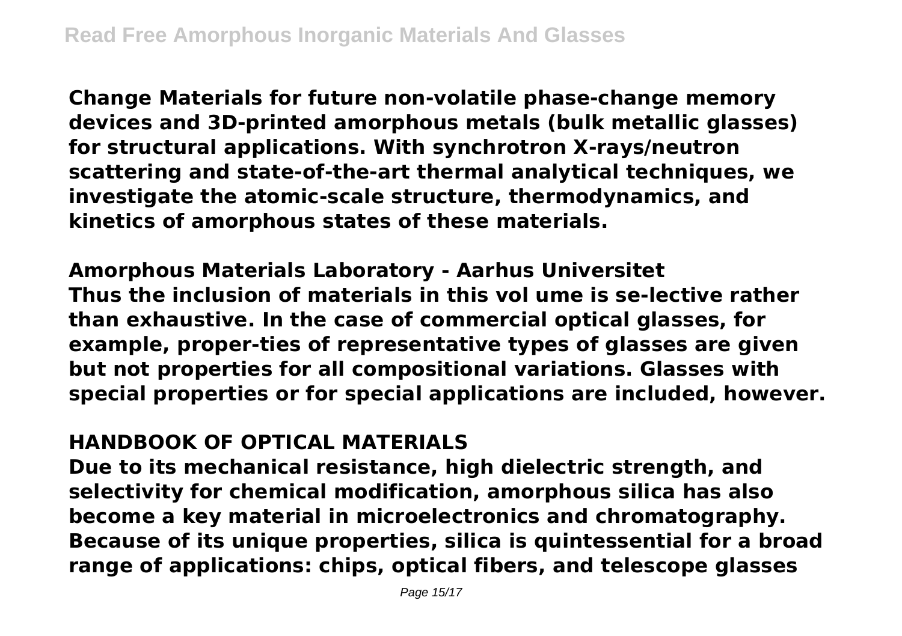**Change Materials for future non-volatile phase-change memory devices and 3D-printed amorphous metals (bulk metallic glasses) for structural applications. With synchrotron X-rays/neutron scattering and state-of-the-art thermal analytical techniques, we investigate the atomic-scale structure, thermodynamics, and kinetics of amorphous states of these materials.**

**Amorphous Materials Laboratory - Aarhus Universitet**

**Thus the inclusion of materials in this vol ume is se-lective rather than exhaustive. In the case of commercial optical glasses, for example, proper-ties of representative types of glasses are given but not properties for all compositional variations. Glasses with special properties or for special applications are included, however.**

## HANDBOOK OF OPTICAL MATERIALS

**Due to its mechanical resistance, high dielectric strength, and selectivity for chemical modification, amorphous silica has also become a key material in microelectronics and chromatography. Because of its unique properties, silica is quintessential for a broad range of applications: chips, optical fibers, and telescope glasses**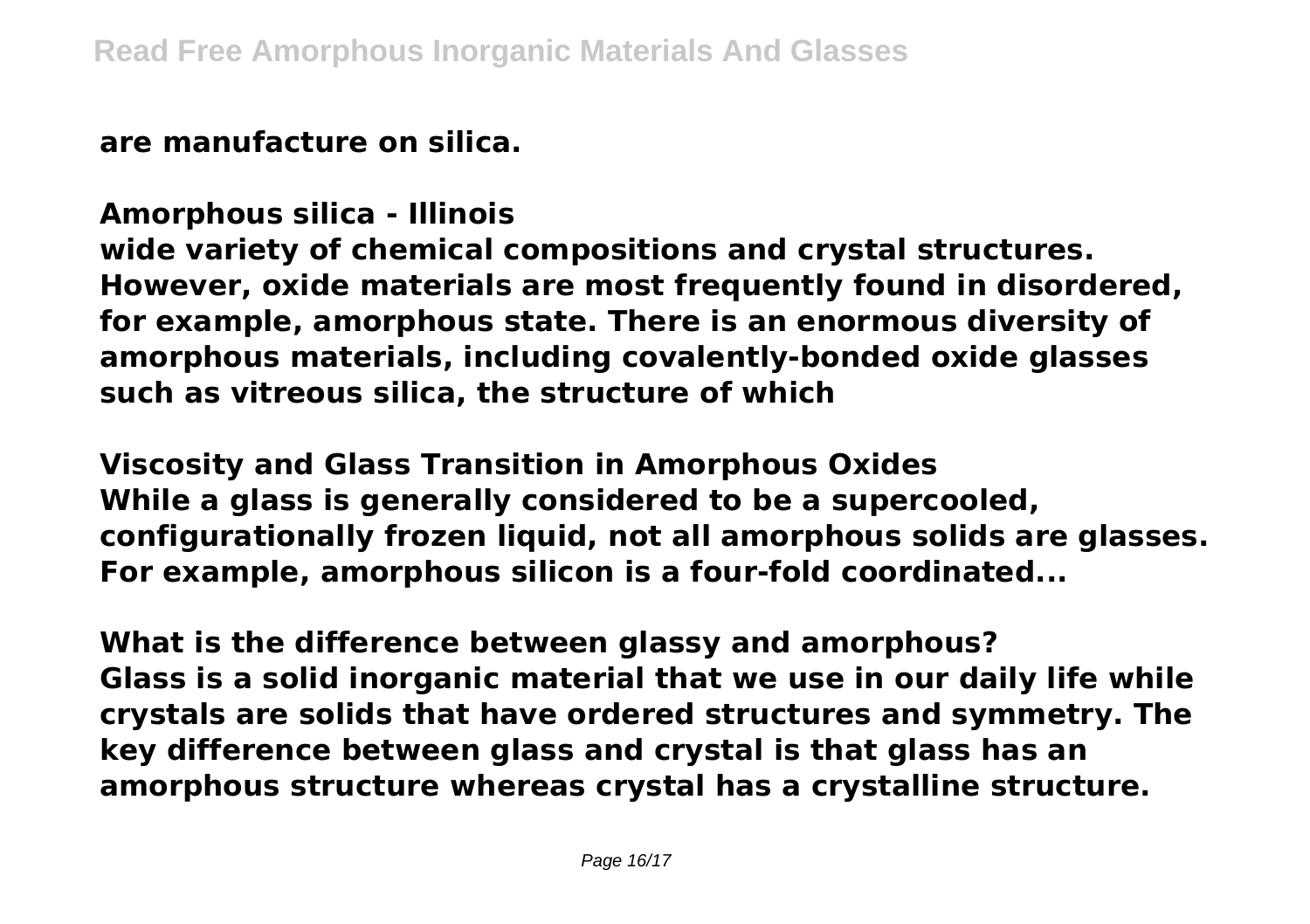are manufacture on silica.

**Amorphous silica - Illinois**

wide variety of chemical compositions and crystal structures. However, oxide materials are most frequently found in disordered, for example, amorphous state. There is an enormous diversity of amorphous materials, including covalently-bonded oxide glasses such as vitreous silica, the structure of which

**Viscosity and Glass Transition in Amorphous Oxides**

While a glass is generally considered to be a supercooled, configurationally frozen liquid, not all amorphous solids are glasses. For example, amorphous silicon is a four-fold coordinated...

**What is the difference between glassy and amorphous?**

Glass is a solid inorganic material that we use in our daily life while crystals are solids that have ordered structures and symmetry. The key difference between glass and crystal is that glass has an amorphous structure whereas crystal has a crystalline structure.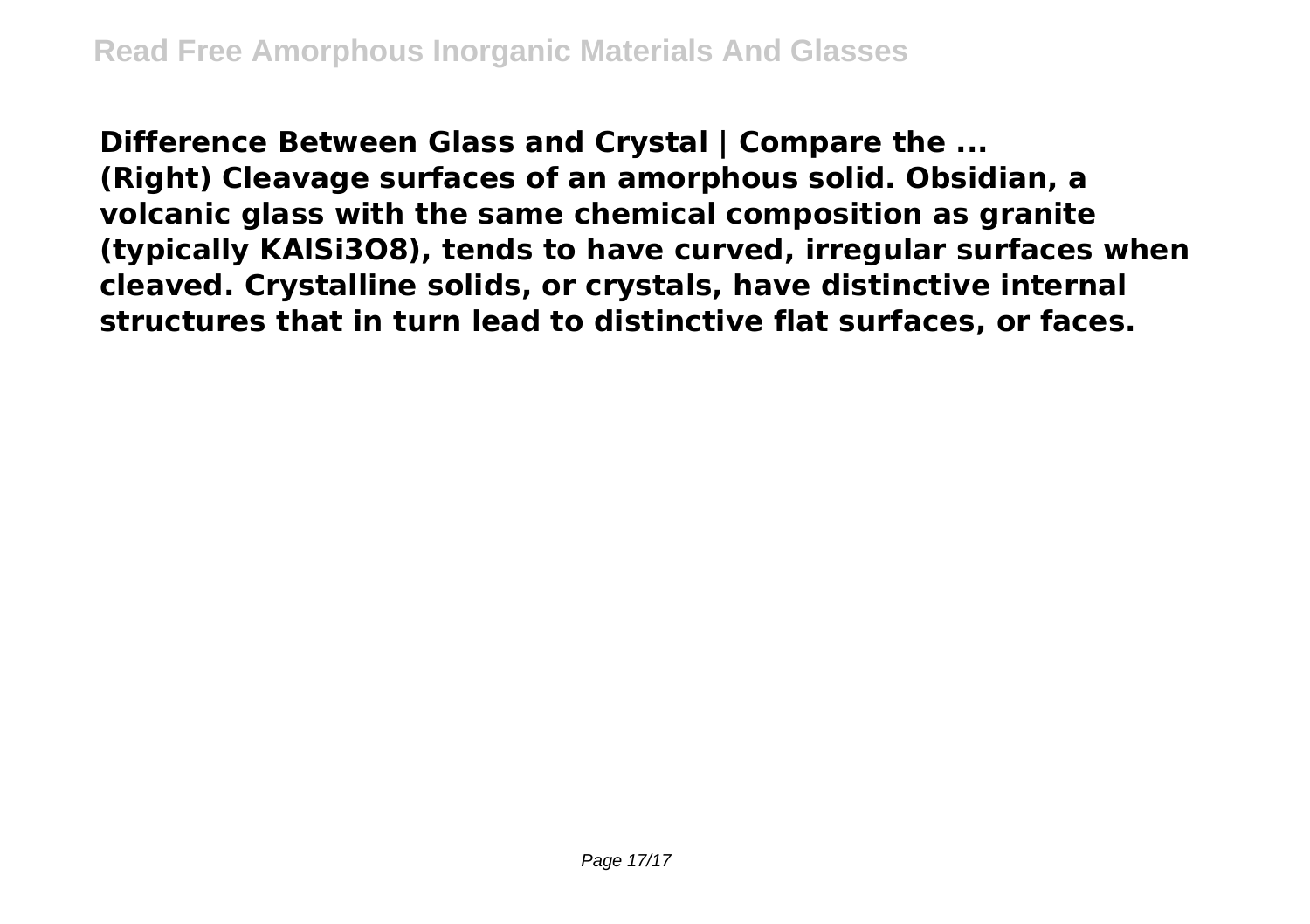**Difference Between Glass and Crystal | Compare the ...**

**(Right) Cleavage surfaces of an amorphous solid. Obsidian, a volcanic glass with the same chemical composition as granite (typically $KAlSi_3O_8$), tends to have curved, irregular surfaces when cleaved. Crystalline solids, or crystals, have distinctive internal structures that in turn lead to distinctive flat surfaces, or faces.**